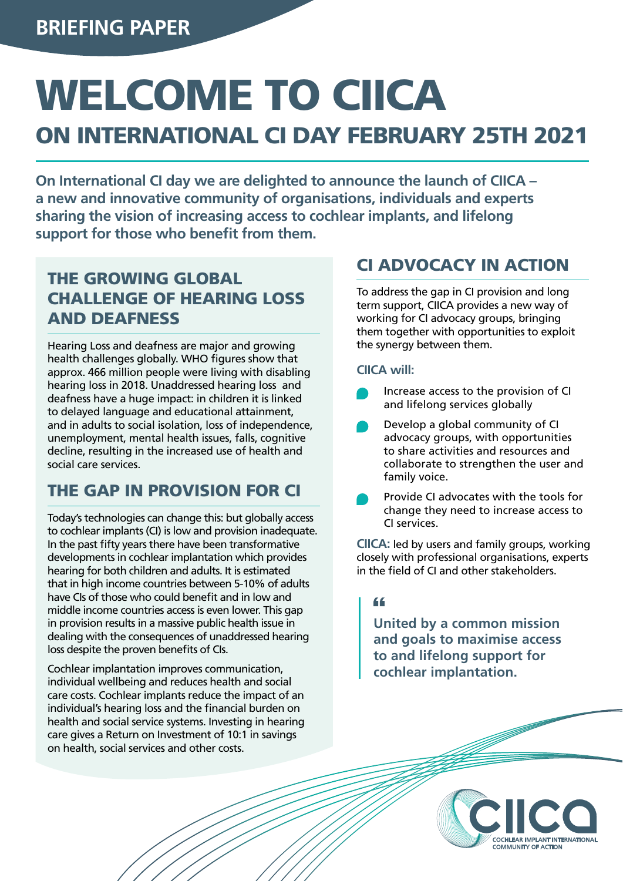BRIEFING PAPER

# WELCOME TO CIICA

## ON INTERNATIONAL CI DAY FEBRUARY 25TH 2021

**On International CI day we are delighted to announce the launch of CIICA – a new and innovative community of organisations, individuals and experts sharing the vision of increasing access to cochlear implants, and lifelong support for those who benefit from them.**

## THE GROWING GLOBAL CHALLENGE OF HEARING LOSS AND DEAFNESS

Hearing Loss and deafness are major and growing health challenges globally. WHO figures show that approx. 466 million people were living with disabling hearing loss in 2018. Unaddressed hearing loss and deafness have a huge impact: in children it is linked to delayed language and educational attainment, and in adults to social isolation, loss of independence, unemployment, mental health issues, falls, cognitive decline, resulting in the increased use of health and social care services.

## THE GAP IN PROVISION FOR CI

Today's technologies can change this: but globally access to cochlear implants (CI) is low and provision inadequate. In the past fifty years there have been transformative developments in cochlear implantation which provides hearing for both children and adults. It is estimated that in high income countries between 5-10% of adults have CIs of those who could benefit and in low and middle income countries access is even lower. This gap in provision results in a massive public health issue in dealing with the consequences of unaddressed hearing loss despite the proven benefits of CIs.

Cochlear implantation improves communication, individual wellbeing and reduces health and social care costs. Cochlear implants reduce the impact of an individual's hearing loss and the financial burden on health and social service systems. Investing in hearing care gives a Return on Investment of 10:1 in savings on health, social services and other costs.

## CI ADVOCACY IN ACTION

To address the gap in CI provision and long term support, CIICA provides a new way of working for CI advocacy groups, bringing them together with opportunities to exploit the synergy between them.

**CIICA will:**

- Increase access to the provision of CI and lifelong services globally
- Develop a global community of CI advocacy groups, with opportunities to share activities and resources and collaborate to strengthen the user and family voice.
- Provide CI advocates with the tools for change they need to increase access to CI services.

**CIICA:** led by users and family groups, working closely with professional organisations, experts in the field of CI and other stakeholders.

> **United by a common mission and goals to maximise access to and lifelong support for cochlear implantation.**

CIICA
COCHLEAR IMPLANT INTERNATIONAL COMMUNITY OF ACTION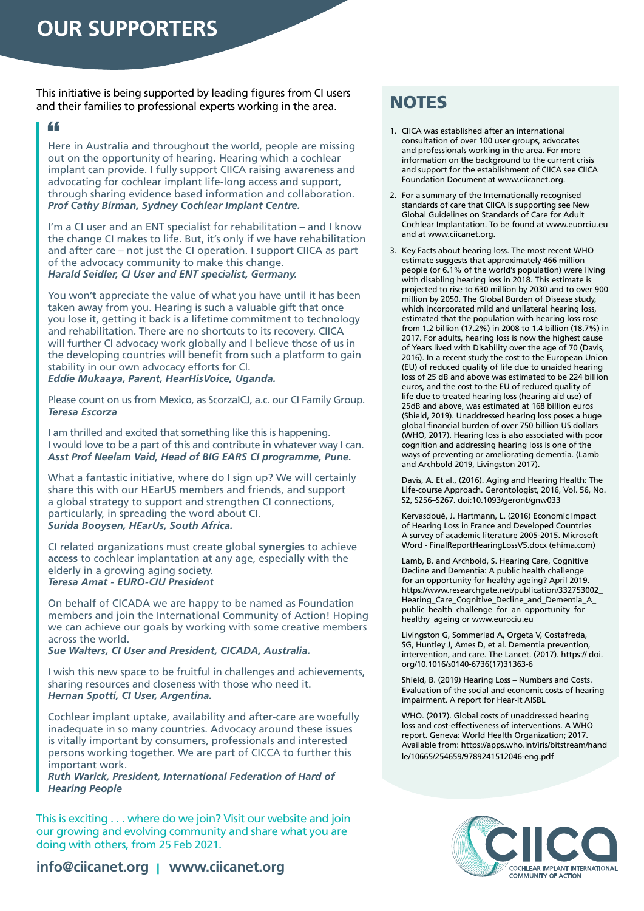# OUR SUPPORTERS

This initiative is being supported by leading figures from CI users and their families to professional experts working in the area.

> Here in Australia and throughout the world, people are missing out on the opportunity of hearing. Hearing which a cochlear implant can provide. I fully support CIICA raising awareness and advocating for cochlear implant life-long access and support, through sharing evidence based information and collaboration.
> ***Prof Cathy Birman, Sydney Cochlear Implant Centre.***
>
> I'm a CI user and an ENT specialist for rehabilitation – and I know the change CI makes to life. But, it's only if we have rehabilitation and after care – not just the CI operation. I support CIICA as part of the advocacy community to make this change.
> ***Harald Seidler, CI User and ENT specialist, Germany.***
>
> You won't appreciate the value of what you have until it has been taken away from you. Hearing is such a valuable gift that once you lose it, getting it back is a lifetime commitment to technology and rehabilitation. There are no shortcuts to its recovery. CIICA will further CI advocacy work globally and I believe those of us in the developing countries will benefit from such a platform to gain stability in our own advocacy efforts for CI.
> ***Eddie Mukaaya, Parent, HearHisVoice, Uganda.***
>
> Please count on us from Mexico, as ScorzaICJ, a.c. our CI Family Group.
> ***Teresa Escorza***
>
> I am thrilled and excited that something like this is happening. I would love to be a part of this and contribute in whatever way I can.
> ***Asst Prof Neelam Vaid, Head of BIG EARS CI programme, Pune.***
>
> What a fantastic initiative, where do I sign up? We will certainly share this with our HEarUS members and friends, and support a global strategy to support and strengthen CI connections, particularly, in spreading the word about CI.
> ***Surida Booysen, HEarUs, South Africa.***
>
> CI related organizations must create global **synergies** to achieve **access** to cochlear implantation at any age, especially with the elderly in a growing aging society.
> ***Teresa Amat - EURO-CIU President***
>
> On behalf of CICADA we are happy to be named as Foundation members and join the International Community of Action! Hoping we can achieve our goals by working with some creative members across the world.
> ***Sue Walters, CI User and President, CICADA, Australia.***
>
> I wish this new space to be fruitful in challenges and achievements, sharing resources and closeness with those who need it.
> ***Hernan Spotti, CI User, Argentina.***
>
> Cochlear implant uptake, availability and after-care are woefully inadequate in so many countries. Advocacy around these issues is vitally important by consumers, professionals and interested persons working together. We are part of CICCA to further this important work.
> ***Ruth Warick, President, International Federation of Hard of Hearing People***

This is exciting . . . where do we join? Visit our website and join our growing and evolving community and share what you are doing with others, from 25 Feb 2021.

**info@ciicanet.org | www.ciicanet.org**

## NOTES

1. CIICA was established after an international consultation of over 100 user groups, advocates and professionals working in the area. For more information on the background to the current crisis and support for the establishment of CIICA see CIICA Foundation Document at www.ciicanet.org.
2. For a summary of the Internationally recognised standards of care that CIICA is supporting see New Global Guidelines on Standards of Care for Adult Cochlear Implantation. To be found at www.euorciu.eu and at www.ciicanet.org.
3. Key Facts about hearing loss. The most recent WHO estimate suggests that approximately 466 million people (or 6.1% of the world's population) were living with disabling hearing loss in 2018. This estimate is projected to rise to 630 million by 2030 and to over 900 million by 2050. The Global Burden of Disease study, which incorporated mild and unilateral hearing loss, estimated that the population with hearing loss rose from 1.2 billion (17.2%) in 2008 to 1.4 billion (18.7%) in 2017. For adults, hearing loss is now the highest cause of Years lived with Disability over the age of 70 (Davis, 2016). In a recent study the cost to the European Union (EU) of reduced quality of life due to unaided hearing loss of 25 dB and above was estimated to be 224 billion euros, and the cost to the EU of reduced quality of life due to treated hearing loss (hearing aid use) of 25dB and above, was estimated at 168 billion euros (Shield, 2019). Unaddressed hearing loss poses a huge global financial burden of over 750 billion US dollars (WHO, 2017). Hearing loss is also associated with poor cognition and addressing hearing loss is one of the ways of preventing or ameliorating dementia. (Lamb and Archbold 2019, Livingston 2017).

Davis, A. Et al., (2016). Aging and Hearing Health: The Life-course Approach. Gerontologist, 2016, Vol. 56, No. S2, S256–S267. doi:10.1093/geront/gnw033

Kervasdoué, J. Hartmann, L. (2016) Economic Impact of Hearing Loss in France and Developed Countries A survey of academic literature 2005-2015. Microsoft Word - FinalReportHearingLossV5.docx (ehima.com)

Lamb, B. and Archbold, S. Hearing Care, Cognitive Decline and Dementia: A public health challenge for an opportunity for healthy ageing? April 2019. https://www.researchgate.net/publication/332753002_Hearing_Care_Cognitive_Decline_and_Dementia_A_public_health_challenge_for_an_opportunity_for_healthy_ageing or www.eurociu.eu

Livingston G, Sommerlad A, Orgeta V, Costafreda, SG, Huntley J, Ames D, et al. Dementia prevention, intervention, and care. The Lancet. (2017). https:// doi.org/10.1016/s0140-6736(17)31363-6

Shield, B. (2019) Hearing Loss – Numbers and Costs. Evaluation of the social and economic costs of hearing impairment. A report for Hear-It AISBL

WHO. (2017). Global costs of unaddressed hearing loss and cost-effectiveness of interventions. A WHO report. Geneva: World Health Organization; 2017. Available from: https://apps.who.int/iris/bitstream/handle/10665/254659/9789241512046-eng.pdf

CIICA
COCHLEAR IMPLANT INTERNATIONAL COMMUNITY OF ACTION